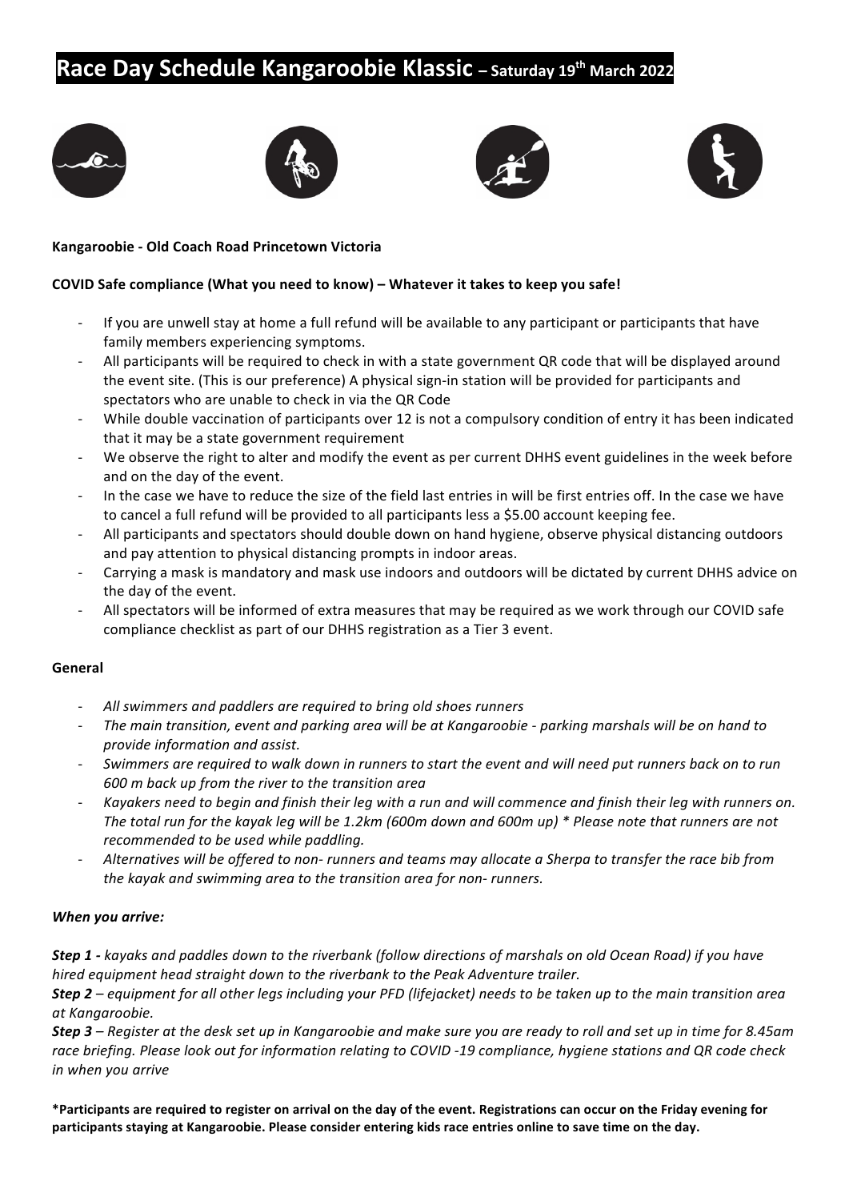# Race Day Schedule Kangaroobie Klassic – Saturday 19th March 2022

**Kangaroobie - Old Coach Road Princetown Victoria**

**COVID Safe compliance (What you need to know) – Whatever it takes to keep you safe!**

- If you are unwell stay at home a full refund will be available to any participant or participants that have family members experiencing symptoms.
- All participants will be required to check in with a state government QR code that will be displayed around the event site. (This is our preference) A physical sign-in station will be provided for participants and spectators who are unable to check in via the QR Code
- While double vaccination of participants over 12 is not a compulsory condition of entry it has been indicated that it may be a state government requirement
- We observe the right to alter and modify the event as per current DHHS event guidelines in the week before and on the day of the event.
- In the case we have to reduce the size of the field last entries in will be first entries off. In the case we have to cancel a full refund will be provided to all participants less a $5.00 account keeping fee.
- All participants and spectators should double down on hand hygiene, observe physical distancing outdoors and pay attention to physical distancing prompts in indoor areas.
- Carrying a mask is mandatory and mask use indoors and outdoors will be dictated by current DHHS advice on the day of the event.
- All spectators will be informed of extra measures that may be required as we work through our COVID safe compliance checklist as part of our DHHS registration as a Tier 3 event.

**General**

- *All swimmers and paddlers are required to bring old shoes runners*
- *The main transition, event and parking area will be at Kangaroobie - parking marshals will be on hand to provide information and assist.*
- *Swimmers are required to walk down in runners to start the event and will need put runners back on to run 600 m back up from the river to the transition area*
- *Kayakers need to begin and finish their leg with a run and will commence and finish their leg with runners on. The total run for the kayak leg will be 1.2km (600m down and 600m up) * Please note that runners are not recommended to be used while paddling.*
- *Alternatives will be offered to non- runners and teams may allocate a Sherpa to transfer the race bib from the kayak and swimming area to the transition area for non- runners.*

***When you arrive:***

***Step 1 -*** *kayaks and paddles down to the riverbank (follow directions of marshals on old Ocean Road) if you have hired equipment head straight down to the riverbank to the Peak Adventure trailer.*

***Step 2*** *– equipment for all other legs including your PFD (lifejacket) needs to be taken up to the main transition area at Kangaroobie.*

***Step 3*** *– Register at the desk set up in Kangaroobie and make sure you are ready to roll and set up in time for 8.45am race briefing. Please look out for information relating to COVID -19 compliance, hygiene stations and QR code check in when you arrive*

**\*Participants are required to register on arrival on the day of the event. Registrations can occur on the Friday evening for participants staying at Kangaroobie. Please consider entering kids race entries online to save time on the day.**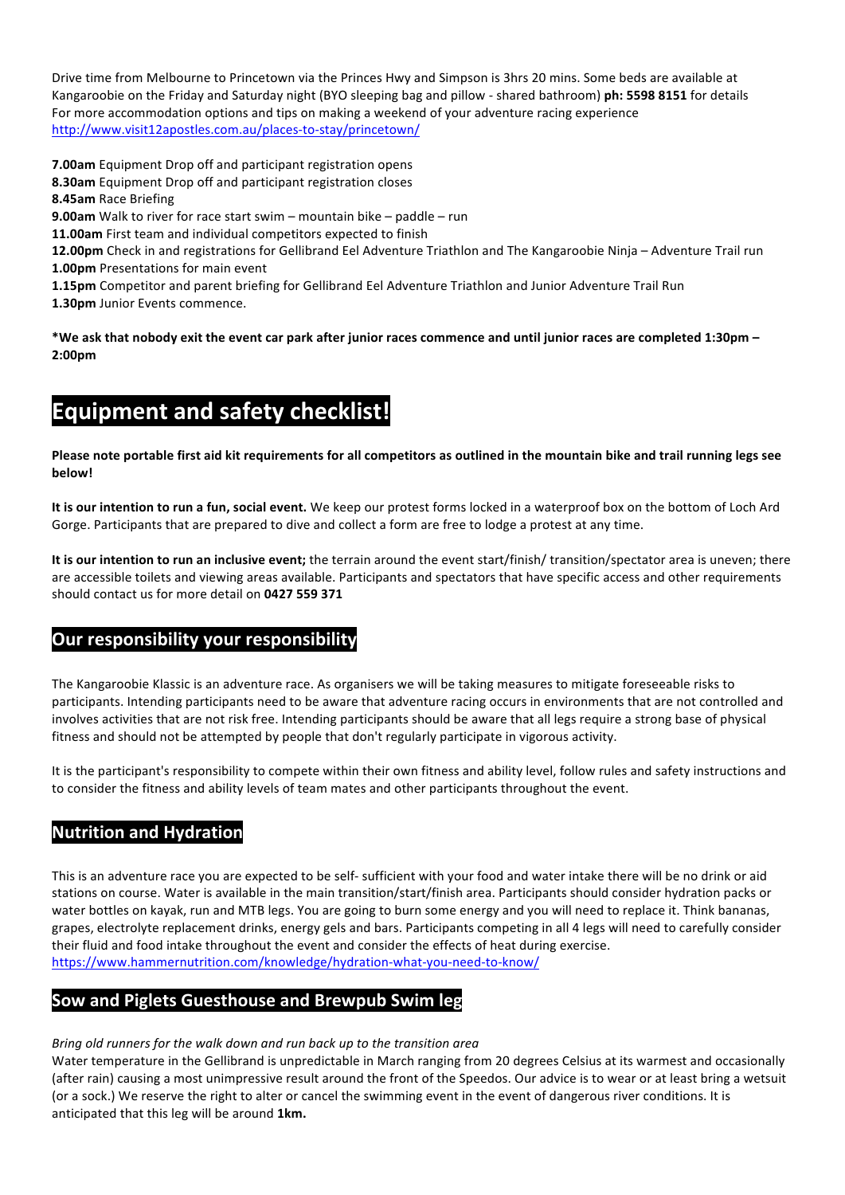Drive time from Melbourne to Princetown via the Princes Hwy and Simpson is 3hrs 20 mins. Some beds are available at Kangaroobie on the Friday and Saturday night (BYO sleeping bag and pillow - shared bathroom) **ph: 5598 8151** for details For more accommodation options and tips on making a weekend of your adventure racing experience http://www.visit12apostles.com.au/places-to-stay/princetown/

**7.00am** Equipment Drop off and participant registration opens
**8.30am** Equipment Drop off and participant registration closes
**8.45am** Race Briefing
**9.00am** Walk to river for race start swim – mountain bike – paddle – run
**11.00am** First team and individual competitors expected to finish
**12.00pm** Check in and registrations for Gellibrand Eel Adventure Triathlon and The Kangaroobie Ninja – Adventure Trail run
**1.00pm** Presentations for main event
**1.15pm** Competitor and parent briefing for Gellibrand Eel Adventure Triathlon and Junior Adventure Trail Run
**1.30pm** Junior Events commence.

**\*We ask that nobody exit the event car park after junior races commence and until junior races are completed 1:30pm – 2:00pm**

# Equipment and safety checklist!

**Please note portable first aid kit requirements for all competitors as outlined in the mountain bike and trail running legs see below!**

**It is our intention to run a fun, social event.** We keep our protest forms locked in a waterproof box on the bottom of Loch Ard Gorge. Participants that are prepared to dive and collect a form are free to lodge a protest at any time.

**It is our intention to run an inclusive event;** the terrain around the event start/finish/ transition/spectator area is uneven; there are accessible toilets and viewing areas available. Participants and spectators that have specific access and other requirements should contact us for more detail on **0427 559 371**

## Our responsibility your responsibility

The Kangaroobie Klassic is an adventure race. As organisers we will be taking measures to mitigate foreseeable risks to participants. Intending participants need to be aware that adventure racing occurs in environments that are not controlled and involves activities that are not risk free. Intending participants should be aware that all legs require a strong base of physical fitness and should not be attempted by people that don't regularly participate in vigorous activity.

It is the participant's responsibility to compete within their own fitness and ability level, follow rules and safety instructions and to consider the fitness and ability levels of team mates and other participants throughout the event.

## Nutrition and Hydration

This is an adventure race you are expected to be self- sufficient with your food and water intake there will be no drink or aid stations on course. Water is available in the main transition/start/finish area. Participants should consider hydration packs or water bottles on kayak, run and MTB legs. You are going to burn some energy and you will need to replace it. Think bananas, grapes, electrolyte replacement drinks, energy gels and bars. Participants competing in all 4 legs will need to carefully consider their fluid and food intake throughout the event and consider the effects of heat during exercise. https://www.hammernutrition.com/knowledge/hydration-what-you-need-to-know/

## Sow and Piglets Guesthouse and Brewpub Swim leg

*Bring old runners for the walk down and run back up to the transition area*
Water temperature in the Gellibrand is unpredictable in March ranging from 20 degrees Celsius at its warmest and occasionally (after rain) causing a most unimpressive result around the front of the Speedos. Our advice is to wear or at least bring a wetsuit (or a sock.) We reserve the right to alter or cancel the swimming event in the event of dangerous river conditions. It is anticipated that this leg will be around **1km.**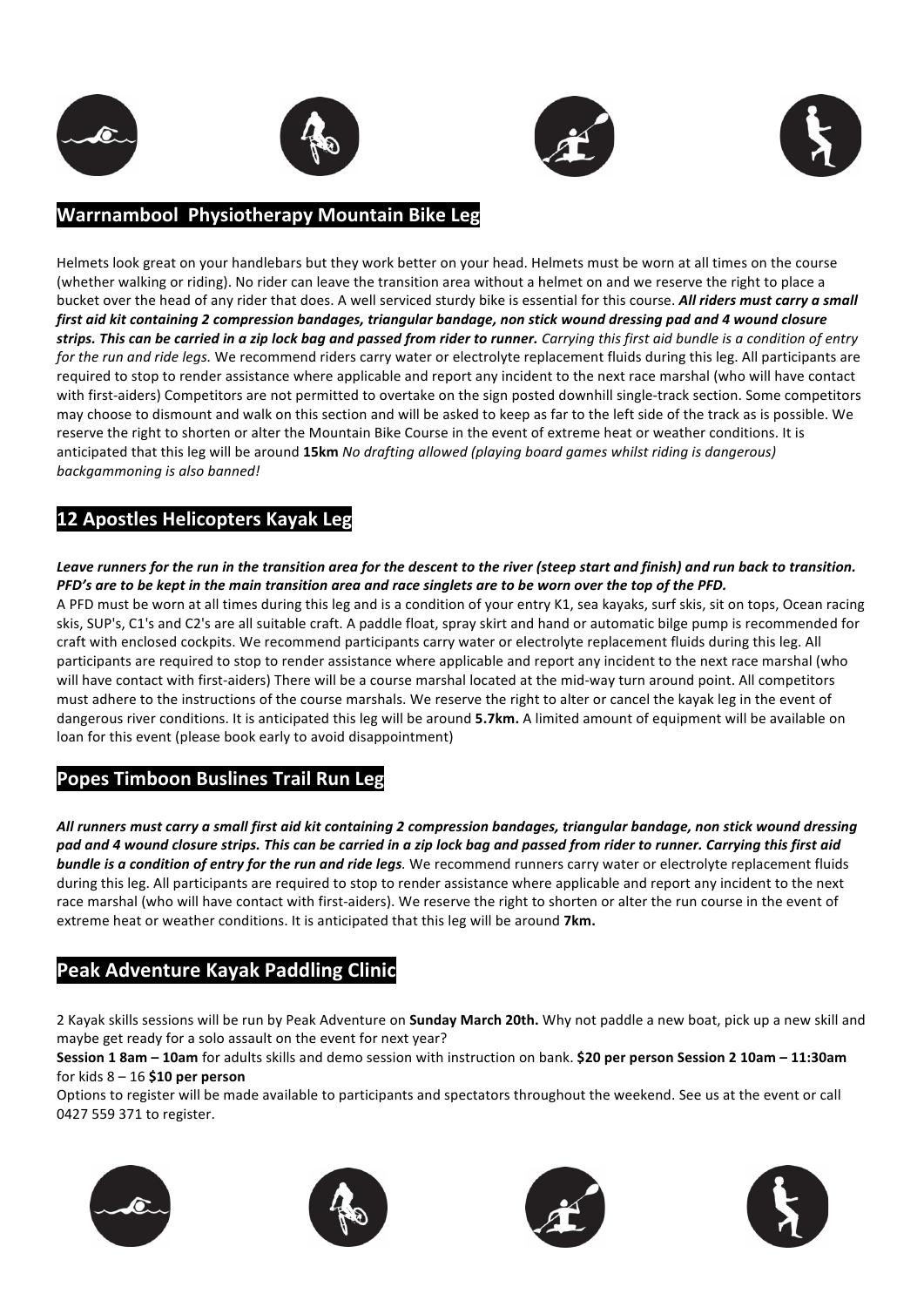## Warrnambool Physiotherapy Mountain Bike Leg

Helmets look great on your handlebars but they work better on your head. Helmets must be worn at all times on the course (whether walking or riding). No rider can leave the transition area without a helmet on and we reserve the right to place a bucket over the head of any rider that does. A well serviced sturdy bike is essential for this course. ***All riders must carry a small first aid kit containing 2 compression bandages, triangular bandage, non stick wound dressing pad and 4 wound closure strips. This can be carried in a zip lock bag and passed from rider to runner.*** *Carrying this first aid bundle is a condition of entry for the run and ride legs.* We recommend riders carry water or electrolyte replacement fluids during this leg. All participants are required to stop to render assistance where applicable and report any incident to the next race marshal (who will have contact with first-aiders) Competitors are not permitted to overtake on the sign posted downhill single-track section. Some competitors may choose to dismount and walk on this section and will be asked to keep as far to the left side of the track as is possible. We reserve the right to shorten or alter the Mountain Bike Course in the event of extreme heat or weather conditions. It is anticipated that this leg will be around **15km** *No drafting allowed (playing board games whilst riding is dangerous) backgammoning is also banned!*

## 12 Apostles Helicopters Kayak Leg

***Leave runners for the run in the transition area for the descent to the river (steep start and finish) and run back to transition. PFD's are to be kept in the main transition area and race singlets are to be worn over the top of the PFD.***

A PFD must be worn at all times during this leg and is a condition of your entry K1, sea kayaks, surf skis, sit on tops, Ocean racing skis, SUP's, C1's and C2's are all suitable craft. A paddle float, spray skirt and hand or automatic bilge pump is recommended for craft with enclosed cockpits. We recommend participants carry water or electrolyte replacement fluids during this leg. All participants are required to stop to render assistance where applicable and report any incident to the next race marshal (who will have contact with first-aiders) There will be a course marshal located at the mid-way turn around point. All competitors must adhere to the instructions of the course marshals. We reserve the right to alter or cancel the kayak leg in the event of dangerous river conditions. It is anticipated this leg will be around **5.7km.** A limited amount of equipment will be available on loan for this event (please book early to avoid disappointment)

## Popes Timboon Buslines Trail Run Leg

***All runners must carry a small first aid kit containing 2 compression bandages, triangular bandage, non stick wound dressing pad and 4 wound closure strips. This can be carried in a zip lock bag and passed from rider to runner. Carrying this first aid bundle is a condition of entry for the run and ride legs.*** We recommend runners carry water or electrolyte replacement fluids during this leg. All participants are required to stop to render assistance where applicable and report any incident to the next race marshal (who will have contact with first-aiders). We reserve the right to shorten or alter the run course in the event of extreme heat or weather conditions. It is anticipated that this leg will be around **7km.**

## Peak Adventure Kayak Paddling Clinic

2 Kayak skills sessions will be run by Peak Adventure on **Sunday March 20th.** Why not paddle a new boat, pick up a new skill and maybe get ready for a solo assault on the event for next year?

**Session 1 8am – 10am** for adults skills and demo session with instruction on bank. **$20 per person Session 2 10am – 11:30am** for kids 8 – 16 **$10 per person**

Options to register will be made available to participants and spectators throughout the weekend. See us at the event or call 0427 559 371 to register.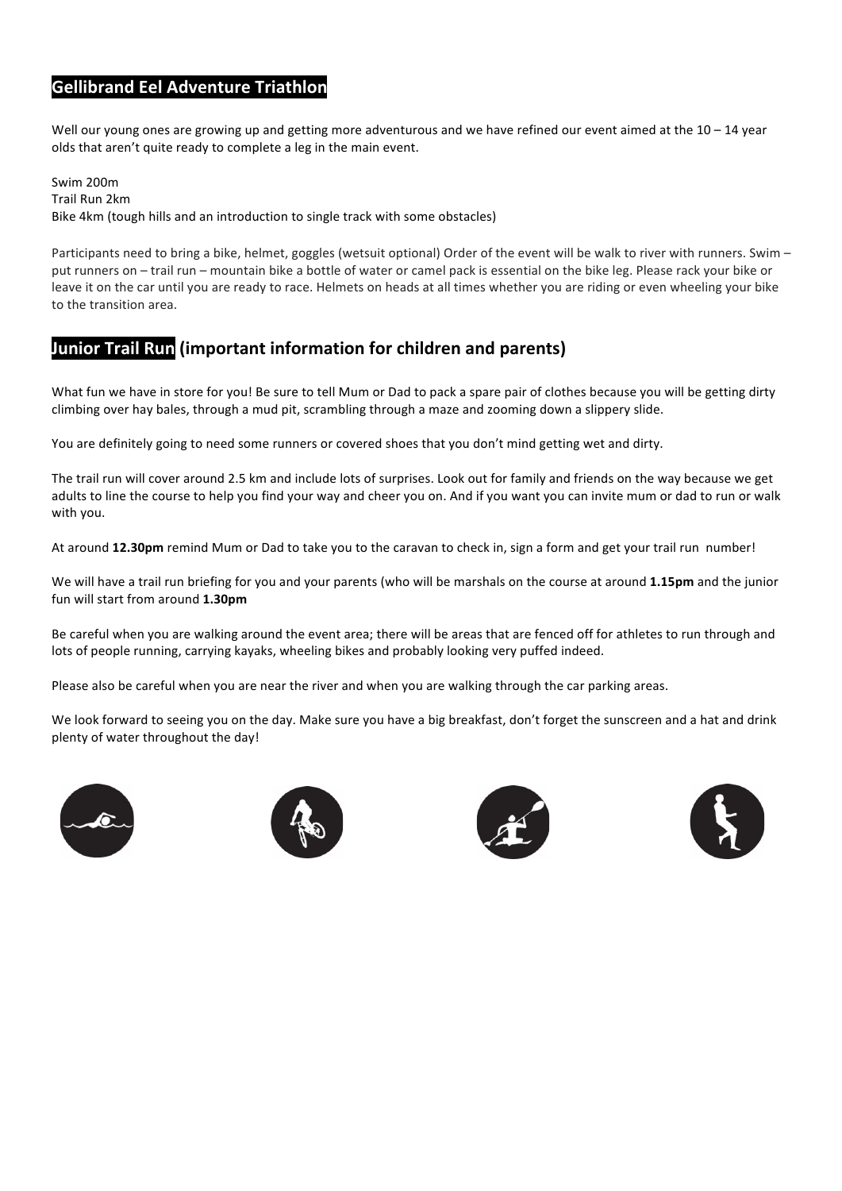## Gellibrand Eel Adventure Triathlon

Well our young ones are growing up and getting more adventurous and we have refined our event aimed at the 10 – 14 year olds that aren't quite ready to complete a leg in the main event.

Swim 200m
Trail Run 2km
Bike 4km (tough hills and an introduction to single track with some obstacles)

Participants need to bring a bike, helmet, goggles (wetsuit optional) Order of the event will be walk to river with runners. Swim – put runners on – trail run – mountain bike a bottle of water or camel pack is essential on the bike leg. Please rack your bike or leave it on the car until you are ready to race. Helmets on heads at all times whether you are riding or even wheeling your bike to the transition area.

## Junior Trail Run (important information for children and parents)

What fun we have in store for you! Be sure to tell Mum or Dad to pack a spare pair of clothes because you will be getting dirty climbing over hay bales, through a mud pit, scrambling through a maze and zooming down a slippery slide.

You are definitely going to need some runners or covered shoes that you don't mind getting wet and dirty.

The trail run will cover around 2.5 km and include lots of surprises. Look out for family and friends on the way because we get adults to line the course to help you find your way and cheer you on. And if you want you can invite mum or dad to run or walk with you.

At around **12.30pm** remind Mum or Dad to take you to the caravan to check in, sign a form and get your trail run number!

We will have a trail run briefing for you and your parents (who will be marshals on the course at around **1.15pm** and the junior fun will start from around **1.30pm**

Be careful when you are walking around the event area; there will be areas that are fenced off for athletes to run through and lots of people running, carrying kayaks, wheeling bikes and probably looking very puffed indeed.

Please also be careful when you are near the river and when you are walking through the car parking areas.

We look forward to seeing you on the day. Make sure you have a big breakfast, don't forget the sunscreen and a hat and drink plenty of water throughout the day!